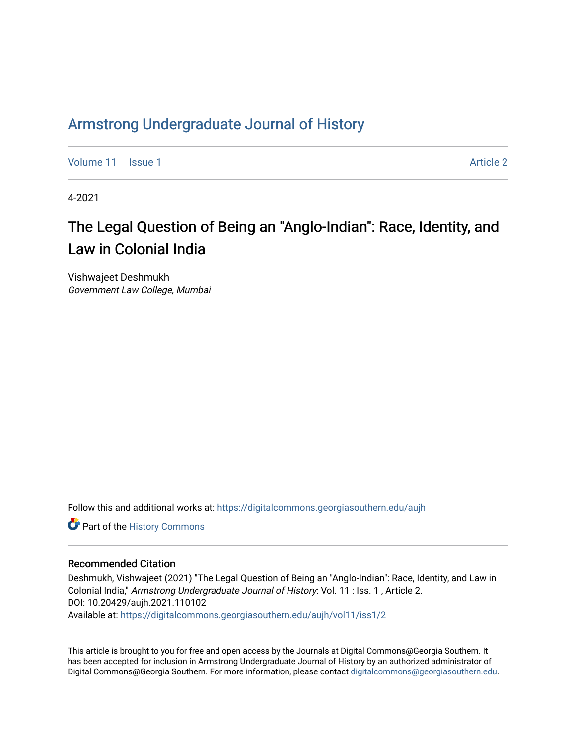# Armstrong Undergraduate Journal of History

Volume 11 | Issue 1 | Article 2

4-2021

## The Legal Question of Being an "Anglo-Indian": Race, Identity, and Law in Colonial India

Vishwajeet Deshmukh
*Government Law College, Mumbai*

Follow this and additional works at: https://digitalcommons.georgiasouthern.edu/aujh

Part of the History Commons

### Recommended Citation

Deshmukh, Vishwajeet (2021) "The Legal Question of Being an "Anglo-Indian": Race, Identity, and Law in Colonial India," *Armstrong Undergraduate Journal of History*: Vol. 11 : Iss. 1 , Article 2.
DOI: 10.20429/aujh.2021.110102
Available at: https://digitalcommons.georgiasouthern.edu/aujh/vol11/iss1/2

This article is brought to you for free and open access by the Journals at Digital Commons@Georgia Southern. It has been accepted for inclusion in Armstrong Undergraduate Journal of History by an authorized administrator of Digital Commons@Georgia Southern. For more information, please contact digitalcommons@georgiasouthern.edu.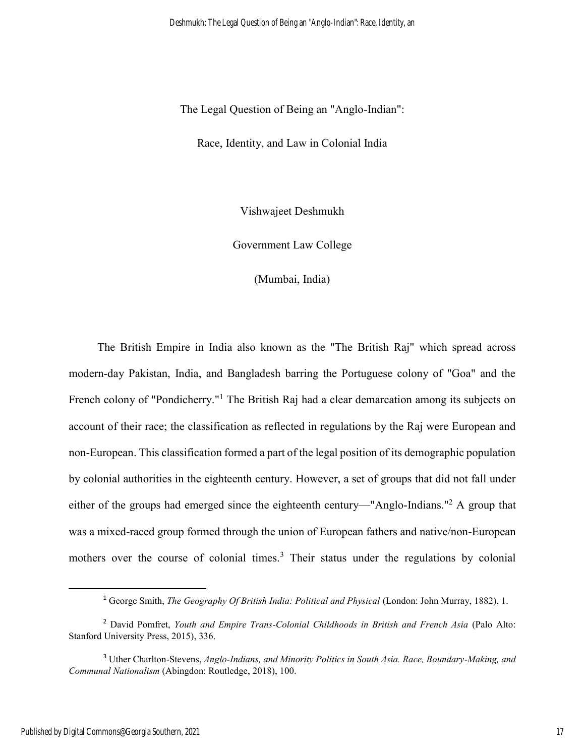The Legal Question of Being an "Anglo-Indian":

Race, Identity, and Law in Colonial India

Vishwajeet Deshmukh

Government Law College

(Mumbai, India)

The British Empire in India also known as the "The British Raj" which spread across modern-day Pakistan, India, and Bangladesh barring the Portuguese colony of "Goa" and the French colony of "Pondicherry."[1] The British Raj had a clear demarcation among its subjects on account of their race; the classification as reflected in regulations by the Raj were European and non-European. This classification formed a part of the legal position of its demographic population by colonial authorities in the eighteenth century. However, a set of groups that did not fall under either of the groups had emerged since the eighteenth century—"Anglo-Indians."[2] A group that was a mixed-raced group formed through the union of European fathers and native/non-European mothers over the course of colonial times.[3] Their status under the regulations by colonial

[1] George Smith, *The Geography Of British India: Political and Physical* (London: John Murray, 1882), 1.

[2] David Pomfret, *Youth and Empire Trans-Colonial Childhoods in British and French Asia* (Palo Alto: Stanford University Press, 2015), 336.

[3] Uther Charlton-Stevens, *Anglo-Indians, and Minority Politics in South Asia. Race, Boundary-Making, and Communal Nationalism* (Abingdon: Routledge, 2018), 100.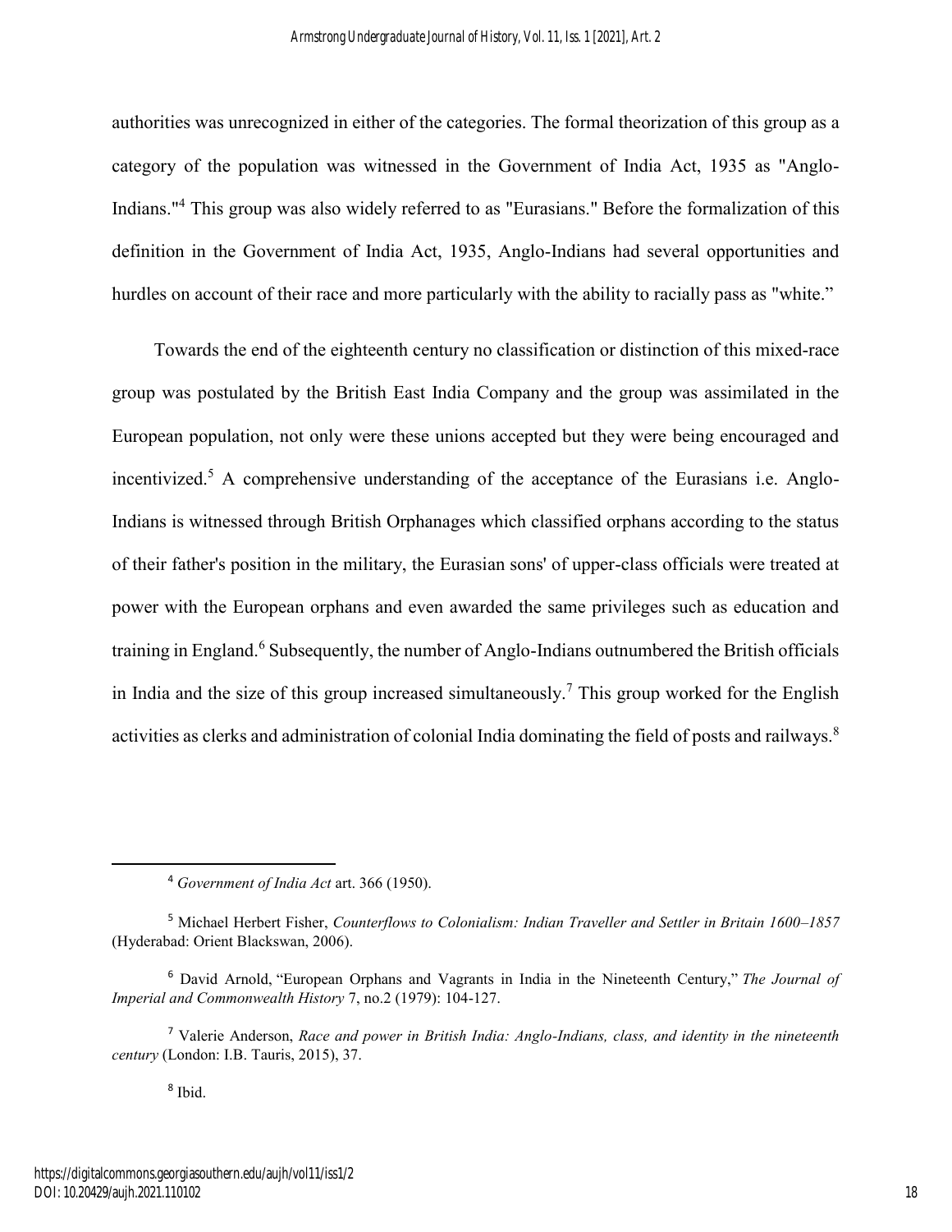authorities was unrecognized in either of the categories. The formal theorization of this group as a category of the population was witnessed in the Government of India Act, 1935 as "Anglo-Indians."[4] This group was also widely referred to as "Eurasians." Before the formalization of this definition in the Government of India Act, 1935, Anglo-Indians had several opportunities and hurdles on account of their race and more particularly with the ability to racially pass as "white."

Towards the end of the eighteenth century no classification or distinction of this mixed-race group was postulated by the British East India Company and the group was assimilated in the European population, not only were these unions accepted but they were being encouraged and incentivized.[5] A comprehensive understanding of the acceptance of the Eurasians i.e. Anglo-Indians is witnessed through British Orphanages which classified orphans according to the status of their father's position in the military, the Eurasian sons' of upper-class officials were treated at power with the European orphans and even awarded the same privileges such as education and training in England.[6] Subsequently, the number of Anglo-Indians outnumbered the British officials in India and the size of this group increased simultaneously.[7] This group worked for the English activities as clerks and administration of colonial India dominating the field of posts and railways.[8]

---

[4] *Government of India Act* art. 366 (1950).

[5] Michael Herbert Fisher, *Counterflows to Colonialism: Indian Traveller and Settler in Britain 1600–1857* (Hyderabad: Orient Blackswan, 2006).

[6] David Arnold, "European Orphans and Vagrants in India in the Nineteenth Century," *The Journal of Imperial and Commonwealth History* 7, no.2 (1979): 104-127.

[7] Valerie Anderson, *Race and power in British India: Anglo-Indians, class, and identity in the nineteenth century* (London: I.B. Tauris, 2015), 37.

[8] Ibid.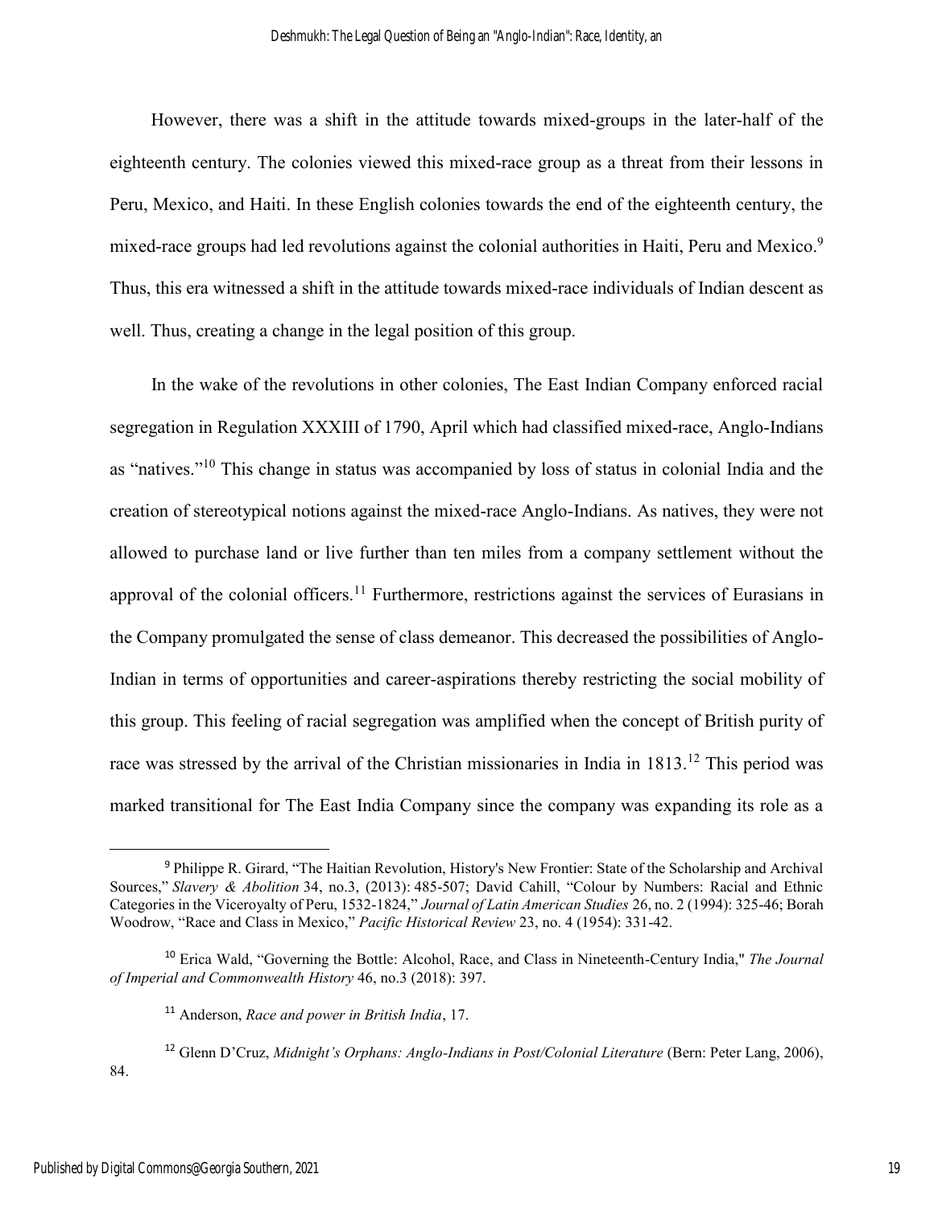However, there was a shift in the attitude towards mixed-groups in the later-half of the eighteenth century. The colonies viewed this mixed-race group as a threat from their lessons in Peru, Mexico, and Haiti. In these English colonies towards the end of the eighteenth century, the mixed-race groups had led revolutions against the colonial authorities in Haiti, Peru and Mexico.[9] Thus, this era witnessed a shift in the attitude towards mixed-race individuals of Indian descent as well. Thus, creating a change in the legal position of this group.

In the wake of the revolutions in other colonies, The East Indian Company enforced racial segregation in Regulation XXXIII of 1790, April which had classified mixed-race, Anglo-Indians as "natives."[10] This change in status was accompanied by loss of status in colonial India and the creation of stereotypical notions against the mixed-race Anglo-Indians. As natives, they were not allowed to purchase land or live further than ten miles from a company settlement without the approval of the colonial officers.[11] Furthermore, restrictions against the services of Eurasians in the Company promulgated the sense of class demeanor. This decreased the possibilities of Anglo-Indian in terms of opportunities and career-aspirations thereby restricting the social mobility of this group. This feeling of racial segregation was amplified when the concept of British purity of race was stressed by the arrival of the Christian missionaries in India in 1813.[12] This period was marked transitional for The East India Company since the company was expanding its role as a

---

[9] Philippe R. Girard, "The Haitian Revolution, History's New Frontier: State of the Scholarship and Archival Sources," *Slavery & Abolition* 34, no.3, (2013): 485-507; David Cahill, "Colour by Numbers: Racial and Ethnic Categories in the Viceroyalty of Peru, 1532-1824," *Journal of Latin American Studies* 26, no. 2 (1994): 325-46; Borah Woodrow, "Race and Class in Mexico," *Pacific Historical Review* 23, no. 4 (1954): 331-42.

[10] Erica Wald, "Governing the Bottle: Alcohol, Race, and Class in Nineteenth-Century India," *The Journal of Imperial and Commonwealth History* 46, no.3 (2018): 397.

[11] Anderson, *Race and power in British India*, 17.

[12] Glenn D'Cruz, *Midnight's Orphans: Anglo-Indians in Post/Colonial Literature* (Bern: Peter Lang, 2006), 84.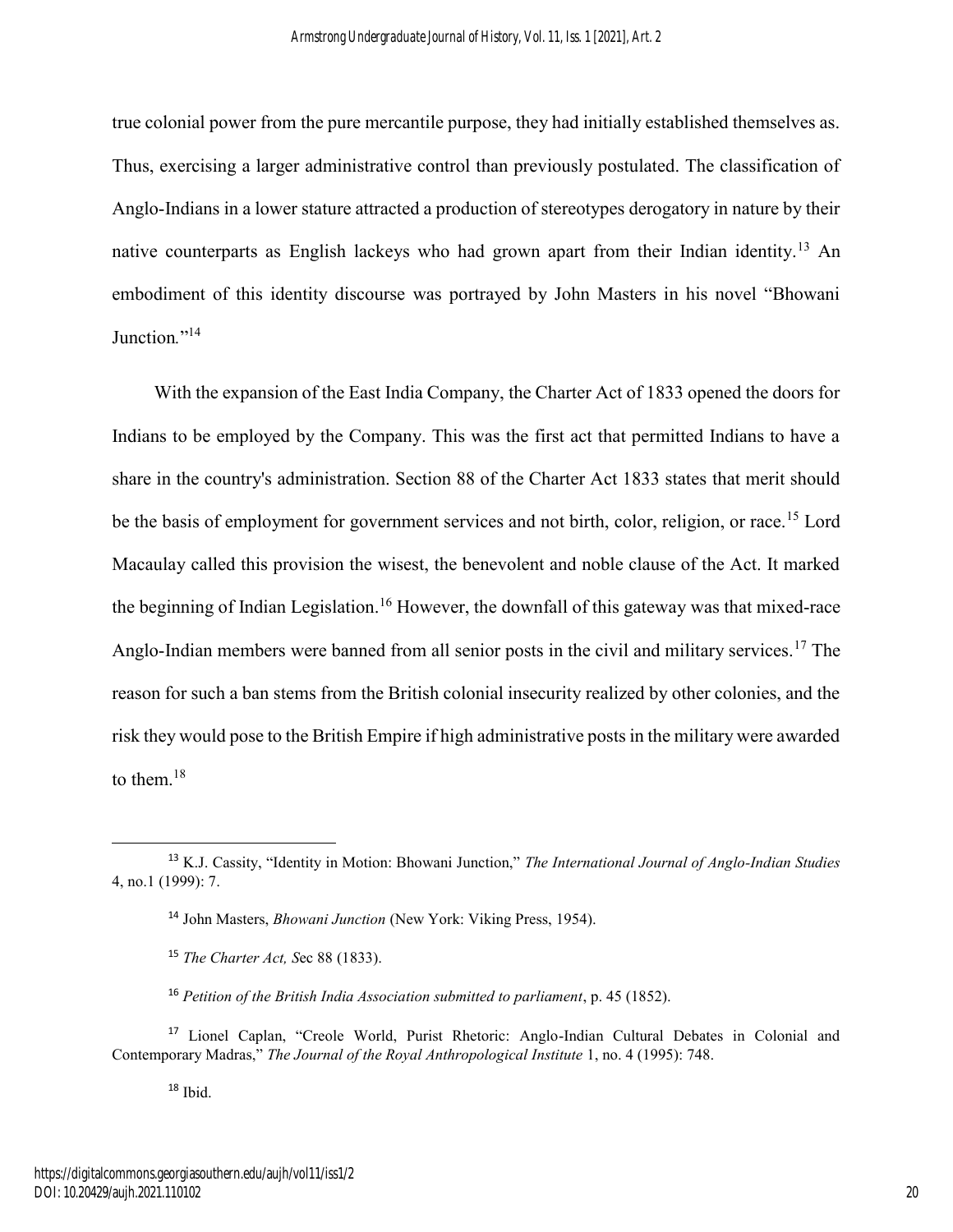true colonial power from the pure mercantile purpose, they had initially established themselves as. Thus, exercising a larger administrative control than previously postulated. The classification of Anglo-Indians in a lower stature attracted a production of stereotypes derogatory in nature by their native counterparts as English lackeys who had grown apart from their Indian identity.[13] An embodiment of this identity discourse was portrayed by John Masters in his novel "Bhowani Junction."[14]

With the expansion of the East India Company, the Charter Act of 1833 opened the doors for Indians to be employed by the Company. This was the first act that permitted Indians to have a share in the country's administration. Section 88 of the Charter Act 1833 states that merit should be the basis of employment for government services and not birth, color, religion, or race.[15] Lord Macaulay called this provision the wisest, the benevolent and noble clause of the Act. It marked the beginning of Indian Legislation.[16] However, the downfall of this gateway was that mixed-race Anglo-Indian members were banned from all senior posts in the civil and military services.[17] The reason for such a ban stems from the British colonial insecurity realized by other colonies, and the risk they would pose to the British Empire if high administrative posts in the military were awarded to them.[18]

---

[13] K.J. Cassity, "Identity in Motion: Bhowani Junction," *The International Journal of Anglo-Indian Studies* 4, no.1 (1999): 7.

[14] John Masters, *Bhowani Junction* (New York: Viking Press, 1954).

[15] *The Charter Act, S*ec 88 (1833).

[16] *Petition of the British India Association submitted to parliament*, p. 45 (1852).

[17] Lionel Caplan, "Creole World, Purist Rhetoric: Anglo-Indian Cultural Debates in Colonial and Contemporary Madras," *The Journal of the Royal Anthropological Institute* 1, no. 4 (1995): 748.

[18] Ibid.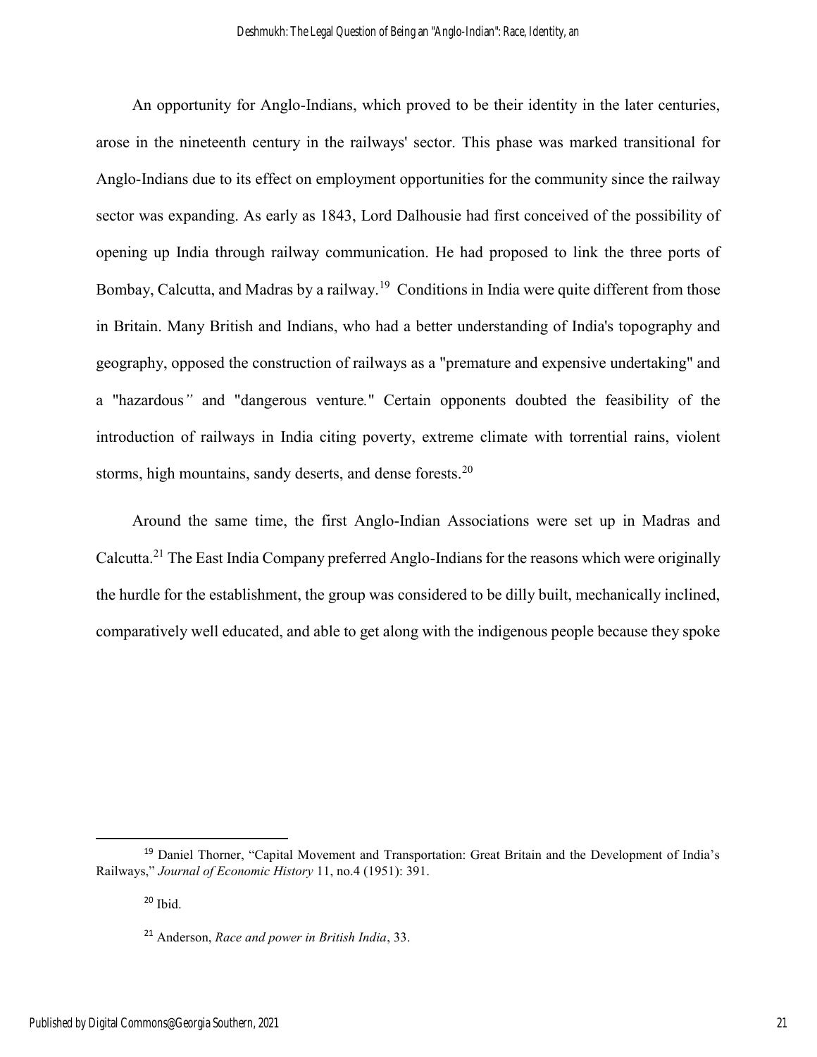An opportunity for Anglo-Indians, which proved to be their identity in the later centuries, arose in the nineteenth century in the railways' sector. This phase was marked transitional for Anglo-Indians due to its effect on employment opportunities for the community since the railway sector was expanding. As early as 1843, Lord Dalhousie had first conceived of the possibility of opening up India through railway communication. He had proposed to link the three ports of Bombay, Calcutta, and Madras by a railway.[19] Conditions in India were quite different from those in Britain. Many British and Indians, who had a better understanding of India's topography and geography, opposed the construction of railways as a "premature and expensive undertaking" and a "hazardous*"* and "dangerous venture*.*" Certain opponents doubted the feasibility of the introduction of railways in India citing poverty, extreme climate with torrential rains, violent storms, high mountains, sandy deserts, and dense forests.[20]

Around the same time, the first Anglo-Indian Associations were set up in Madras and Calcutta.[21] The East India Company preferred Anglo-Indians for the reasons which were originally the hurdle for the establishment, the group was considered to be dilly built, mechanically inclined, comparatively well educated, and able to get along with the indigenous people because they spoke

[19] Daniel Thorner, "Capital Movement and Transportation: Great Britain and the Development of India's Railways," *Journal of Economic History* 11, no.4 (1951): 391.

[20] Ibid.

[21] Anderson, *Race and power in British India*, 33.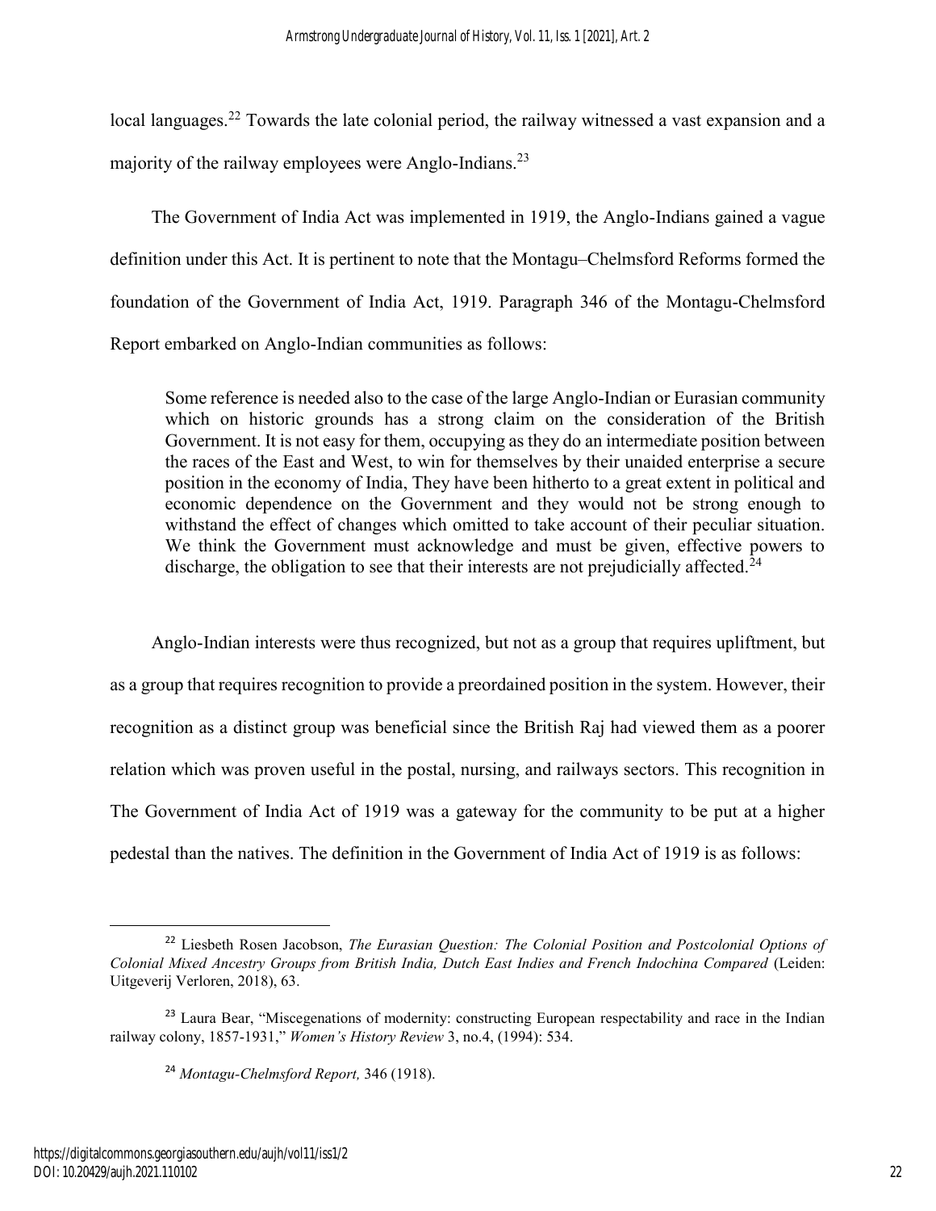local languages.[22] Towards the late colonial period, the railway witnessed a vast expansion and a majority of the railway employees were Anglo-Indians.[23]

The Government of India Act was implemented in 1919, the Anglo-Indians gained a vague definition under this Act. It is pertinent to note that the Montagu–Chelmsford Reforms formed the foundation of the Government of India Act, 1919. Paragraph 346 of the Montagu-Chelmsford Report embarked on Anglo-Indian communities as follows:

> Some reference is needed also to the case of the large Anglo-Indian or Eurasian community which on historic grounds has a strong claim on the consideration of the British Government. It is not easy for them, occupying as they do an intermediate position between the races of the East and West, to win for themselves by their unaided enterprise a secure position in the economy of India, They have been hitherto to a great extent in political and economic dependence on the Government and they would not be strong enough to withstand the effect of changes which omitted to take account of their peculiar situation. We think the Government must acknowledge and must be given, effective powers to discharge, the obligation to see that their interests are not prejudicially affected.[24]

Anglo-Indian interests were thus recognized, but not as a group that requires upliftment, but as a group that requires recognition to provide a preordained position in the system. However, their recognition as a distinct group was beneficial since the British Raj had viewed them as a poorer relation which was proven useful in the postal, nursing, and railways sectors. This recognition in The Government of India Act of 1919 was a gateway for the community to be put at a higher pedestal than the natives. The definition in the Government of India Act of 1919 is as follows:

---

[22] Liesbeth Rosen Jacobson, *The Eurasian Question: The Colonial Position and Postcolonial Options of Colonial Mixed Ancestry Groups from British India, Dutch East Indies and French Indochina Compared* (Leiden: Uitgeverij Verloren, 2018), 63.

[23] Laura Bear, "Miscegenations of modernity: constructing European respectability and race in the Indian railway colony, 1857-1931," *Women's History Review* 3, no.4, (1994): 534.

[24] *Montagu-Chelmsford Report,* 346 (1918).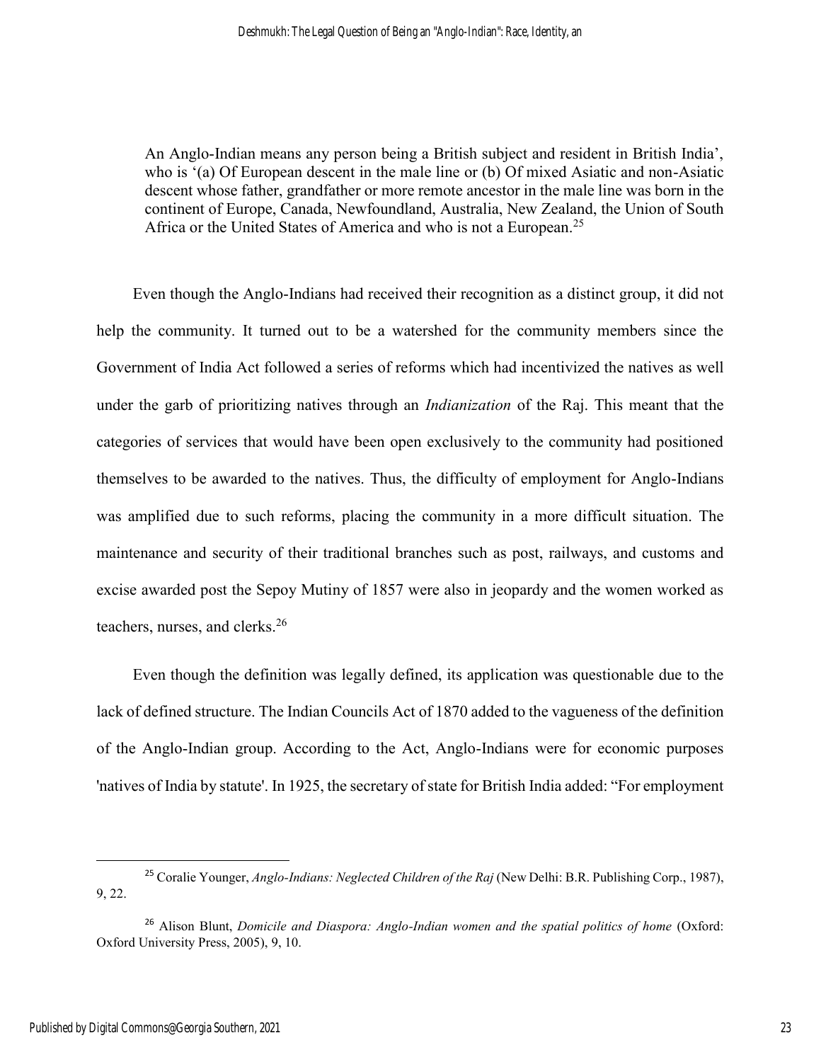> An Anglo-Indian means any person being a British subject and resident in British India', who is '(a) Of European descent in the male line or (b) Of mixed Asiatic and non-Asiatic descent whose father, grandfather or more remote ancestor in the male line was born in the continent of Europe, Canada, Newfoundland, Australia, New Zealand, the Union of South Africa or the United States of America and who is not a European.[25]

Even though the Anglo-Indians had received their recognition as a distinct group, it did not help the community. It turned out to be a watershed for the community members since the Government of India Act followed a series of reforms which had incentivized the natives as well under the garb of prioritizing natives through an *Indianization* of the Raj. This meant that the categories of services that would have been open exclusively to the community had positioned themselves to be awarded to the natives. Thus, the difficulty of employment for Anglo-Indians was amplified due to such reforms, placing the community in a more difficult situation. The maintenance and security of their traditional branches such as post, railways, and customs and excise awarded post the Sepoy Mutiny of 1857 were also in jeopardy and the women worked as teachers, nurses, and clerks.[26]

Even though the definition was legally defined, its application was questionable due to the lack of defined structure. The Indian Councils Act of 1870 added to the vagueness of the definition of the Anglo-Indian group. According to the Act, Anglo-Indians were for economic purposes 'natives of India by statute'. In 1925, the secretary of state for British India added: "For employment

---

[25] Coralie Younger, *Anglo-Indians: Neglected Children of the Raj* (New Delhi: B.R. Publishing Corp., 1987), 9, 22.

[26] Alison Blunt, *Domicile and Diaspora: Anglo-Indian women and the spatial politics of home* (Oxford: Oxford University Press, 2005), 9, 10.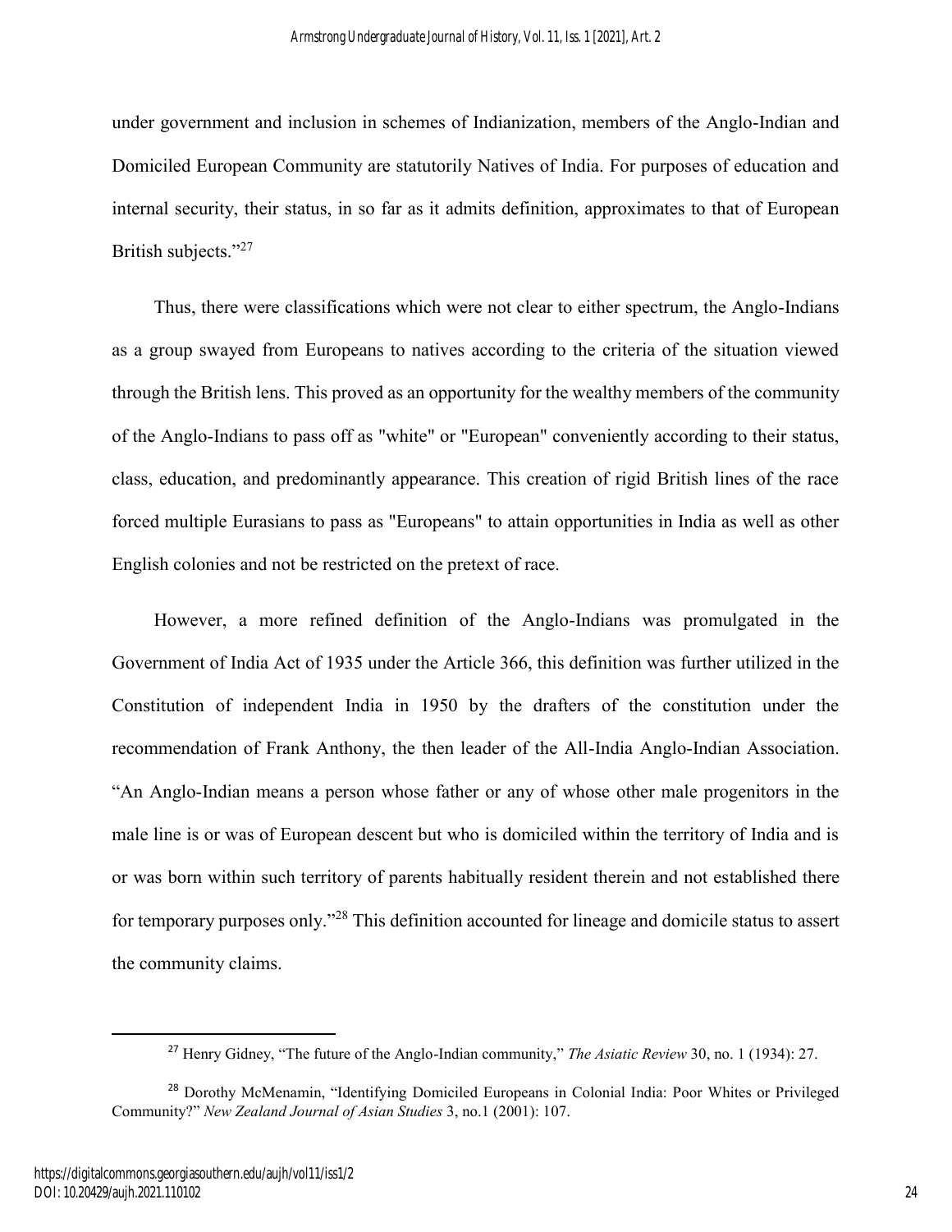under government and inclusion in schemes of Indianization, members of the Anglo-Indian and Domiciled European Community are statutorily Natives of India. For purposes of education and internal security, their status, in so far as it admits definition, approximates to that of European British subjects."[27]

Thus, there were classifications which were not clear to either spectrum, the Anglo-Indians as a group swayed from Europeans to natives according to the criteria of the situation viewed through the British lens. This proved as an opportunity for the wealthy members of the community of the Anglo-Indians to pass off as "white" or "European" conveniently according to their status, class, education, and predominantly appearance. This creation of rigid British lines of the race forced multiple Eurasians to pass as "Europeans" to attain opportunities in India as well as other English colonies and not be restricted on the pretext of race.

However, a more refined definition of the Anglo-Indians was promulgated in the Government of India Act of 1935 under the Article 366, this definition was further utilized in the Constitution of independent India in 1950 by the drafters of the constitution under the recommendation of Frank Anthony, the then leader of the All-India Anglo-Indian Association. "An Anglo-Indian means a person whose father or any of whose other male progenitors in the male line is or was of European descent but who is domiciled within the territory of India and is or was born within such territory of parents habitually resident therein and not established there for temporary purposes only."[28] This definition accounted for lineage and domicile status to assert the community claims.

---

[27] Henry Gidney, "The future of the Anglo-Indian community," *The Asiatic Review* 30, no. 1 (1934): 27.

[28] Dorothy McMenamin, "Identifying Domiciled Europeans in Colonial India: Poor Whites or Privileged Community?" *New Zealand Journal of Asian Studies* 3, no.1 (2001): 107.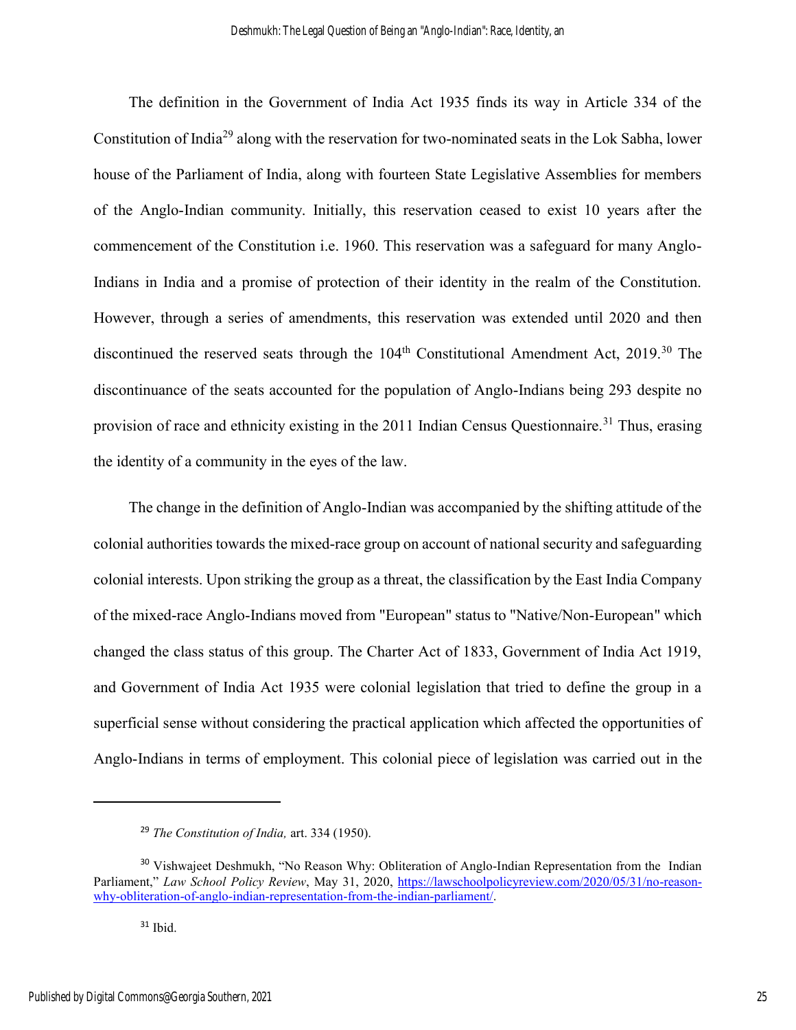The definition in the Government of India Act 1935 finds its way in Article 334 of the Constitution of India[29] along with the reservation for two-nominated seats in the Lok Sabha, lower house of the Parliament of India, along with fourteen State Legislative Assemblies for members of the Anglo-Indian community. Initially, this reservation ceased to exist 10 years after the commencement of the Constitution i.e. 1960. This reservation was a safeguard for many Anglo-Indians in India and a promise of protection of their identity in the realm of the Constitution. However, through a series of amendments, this reservation was extended until 2020 and then discontinued the reserved seats through the 104th Constitutional Amendment Act, 2019.[30] The discontinuance of the seats accounted for the population of Anglo-Indians being 293 despite no provision of race and ethnicity existing in the 2011 Indian Census Questionnaire.[31] Thus, erasing the identity of a community in the eyes of the law.

The change in the definition of Anglo-Indian was accompanied by the shifting attitude of the colonial authorities towards the mixed-race group on account of national security and safeguarding colonial interests. Upon striking the group as a threat, the classification by the East India Company of the mixed-race Anglo-Indians moved from "European" status to "Native/Non-European" which changed the class status of this group. The Charter Act of 1833, Government of India Act 1919, and Government of India Act 1935 were colonial legislation that tried to define the group in a superficial sense without considering the practical application which affected the opportunities of Anglo-Indians in terms of employment. This colonial piece of legislation was carried out in the

---

[29] *The Constitution of India,* art. 334 (1950).

[30] Vishwajeet Deshmukh, "No Reason Why: Obliteration of Anglo-Indian Representation from the Indian Parliament," *Law School Policy Review*, May 31, 2020, https://lawschoolpolicyreview.com/2020/05/31/no-reason-why-obliteration-of-anglo-indian-representation-from-the-indian-parliament/.

[31] Ibid.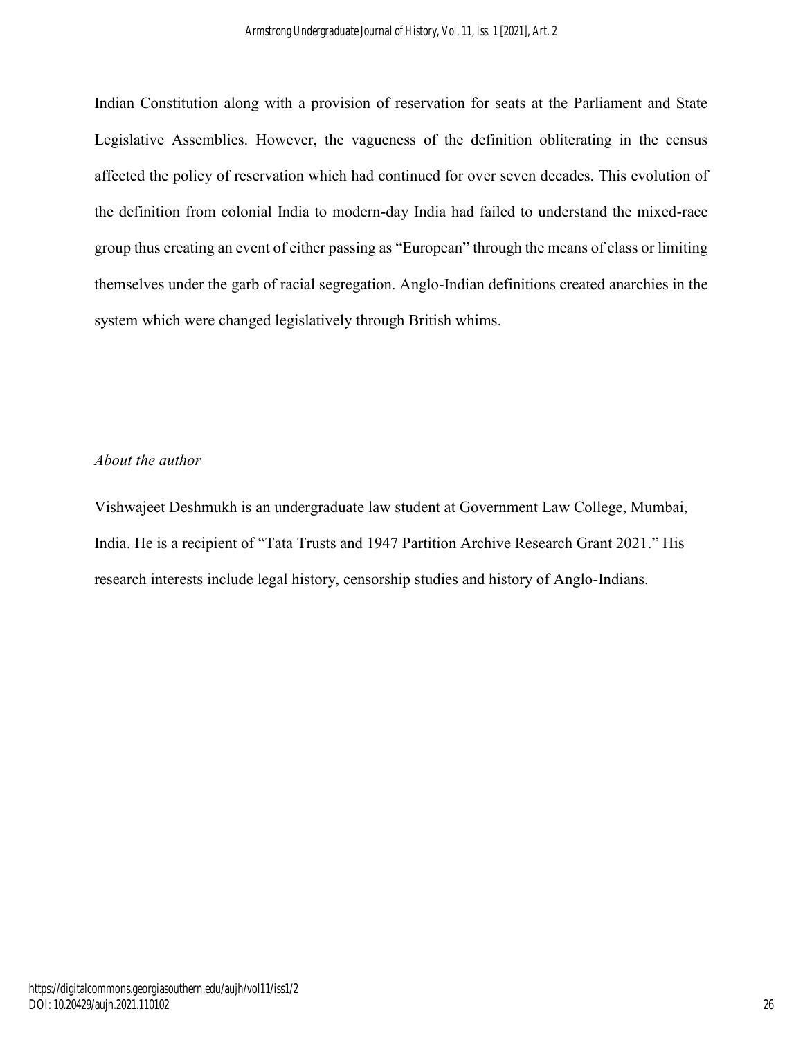Indian Constitution along with a provision of reservation for seats at the Parliament and State Legislative Assemblies. However, the vagueness of the definition obliterating in the census affected the policy of reservation which had continued for over seven decades. This evolution of the definition from colonial India to modern-day India had failed to understand the mixed-race group thus creating an event of either passing as "European" through the means of class or limiting themselves under the garb of racial segregation. Anglo-Indian definitions created anarchies in the system which were changed legislatively through British whims.

*About the author*

Vishwajeet Deshmukh is an undergraduate law student at Government Law College, Mumbai, India. He is a recipient of "Tata Trusts and 1947 Partition Archive Research Grant 2021." His research interests include legal history, censorship studies and history of Anglo-Indians.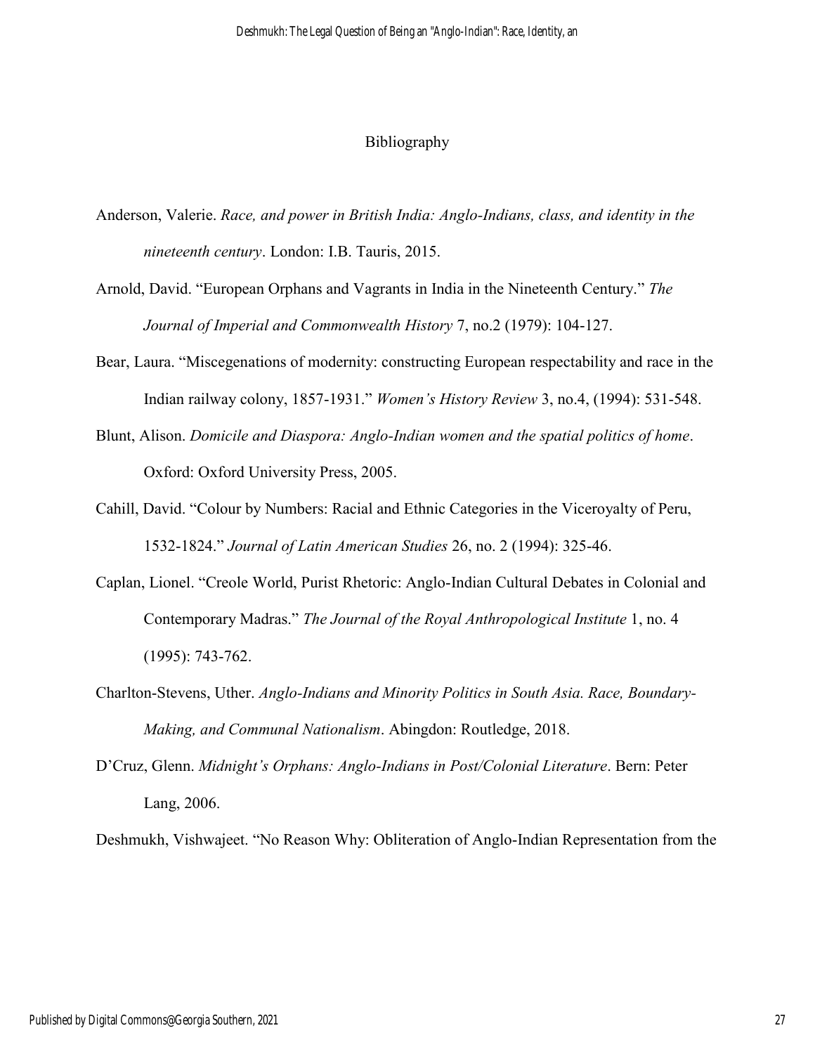# Bibliography

Anderson, Valerie. *Race, and power in British India: Anglo-Indians, class, and identity in the nineteenth century*. London: I.B. Tauris, 2015.

Arnold, David. "European Orphans and Vagrants in India in the Nineteenth Century." *The Journal of Imperial and Commonwealth History* 7, no.2 (1979): 104-127.

Bear, Laura. "Miscegenations of modernity: constructing European respectability and race in the Indian railway colony, 1857-1931." *Women's History Review* 3, no.4, (1994): 531-548.

Blunt, Alison. *Domicile and Diaspora: Anglo-Indian women and the spatial politics of home*. Oxford: Oxford University Press, 2005.

Cahill, David. "Colour by Numbers: Racial and Ethnic Categories in the Viceroyalty of Peru, 1532-1824." *Journal of Latin American Studies* 26, no. 2 (1994): 325-46.

Caplan, Lionel. "Creole World, Purist Rhetoric: Anglo-Indian Cultural Debates in Colonial and Contemporary Madras." *The Journal of the Royal Anthropological Institute* 1, no. 4 (1995): 743-762.

Charlton-Stevens, Uther. *Anglo-Indians and Minority Politics in South Asia. Race, Boundary-Making, and Communal Nationalism*. Abingdon: Routledge, 2018.

D'Cruz, Glenn. *Midnight's Orphans: Anglo-Indians in Post/Colonial Literature*. Bern: Peter Lang, 2006.

Deshmukh, Vishwajeet. "No Reason Why: Obliteration of Anglo-Indian Representation from the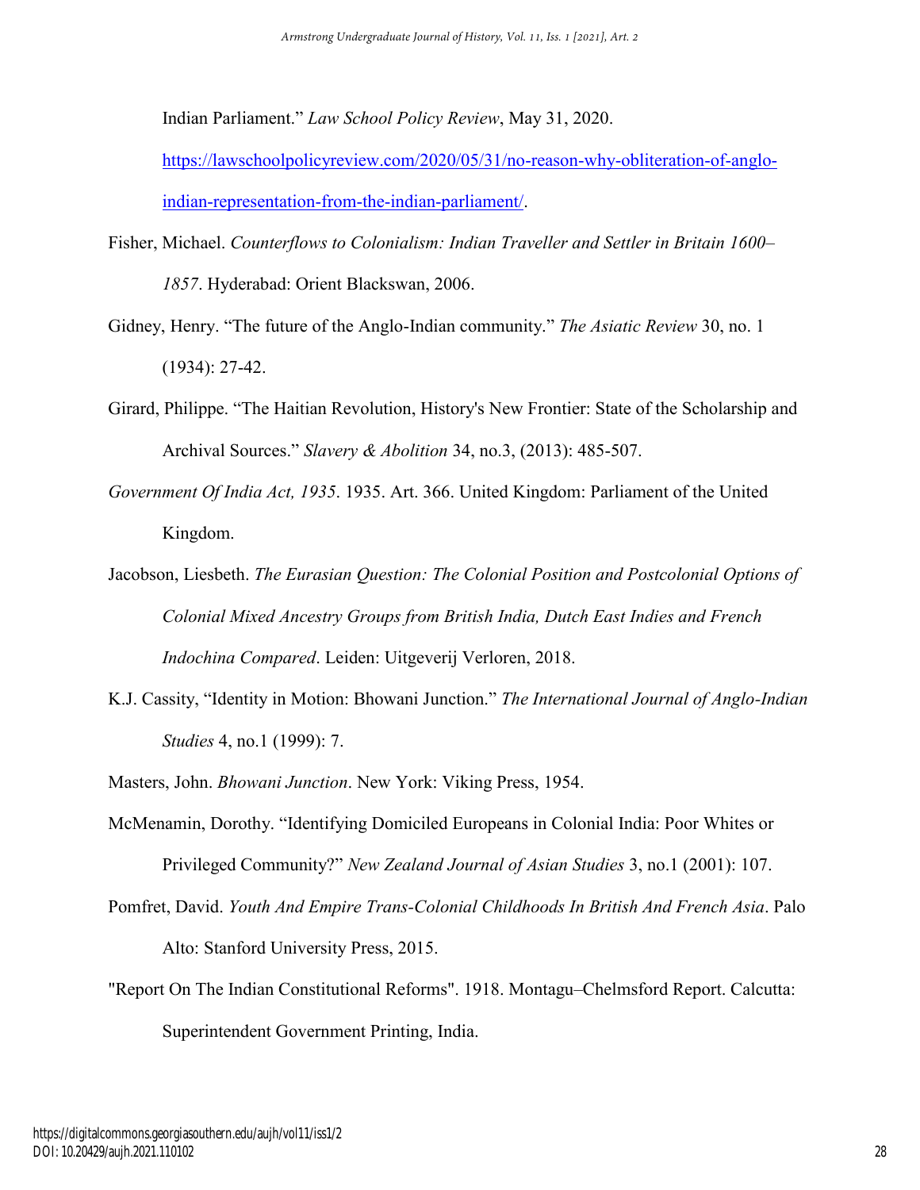Indian Parliament." *Law School Policy Review*, May 31, 2020. https://lawschoolpolicyreview.com/2020/05/31/no-reason-why-obliteration-of-anglo-indian-representation-from-the-indian-parliament/.

Fisher, Michael. *Counterflows to Colonialism: Indian Traveller and Settler in Britain 1600–1857*. Hyderabad: Orient Blackswan, 2006.

Gidney, Henry. "The future of the Anglo-Indian community." *The Asiatic Review* 30, no. 1 (1934): 27-42.

Girard, Philippe. "The Haitian Revolution, History's New Frontier: State of the Scholarship and Archival Sources." *Slavery & Abolition* 34, no.3, (2013): 485-507.

*Government Of India Act, 1935*. 1935. Art. 366. United Kingdom: Parliament of the United Kingdom.

Jacobson, Liesbeth. *The Eurasian Question: The Colonial Position and Postcolonial Options of Colonial Mixed Ancestry Groups from British India, Dutch East Indies and French Indochina Compared*. Leiden: Uitgeverij Verloren, 2018.

K.J. Cassity, "Identity in Motion: Bhowani Junction." *The International Journal of Anglo-Indian Studies* 4, no.1 (1999): 7.

Masters, John. *Bhowani Junction*. New York: Viking Press, 1954.

McMenamin, Dorothy. "Identifying Domiciled Europeans in Colonial India: Poor Whites or Privileged Community?" *New Zealand Journal of Asian Studies* 3, no.1 (2001): 107.

Pomfret, David. *Youth And Empire Trans-Colonial Childhoods In British And French Asia*. Palo Alto: Stanford University Press, 2015.

"Report On The Indian Constitutional Reforms". 1918. Montagu–Chelmsford Report. Calcutta: Superintendent Government Printing, India.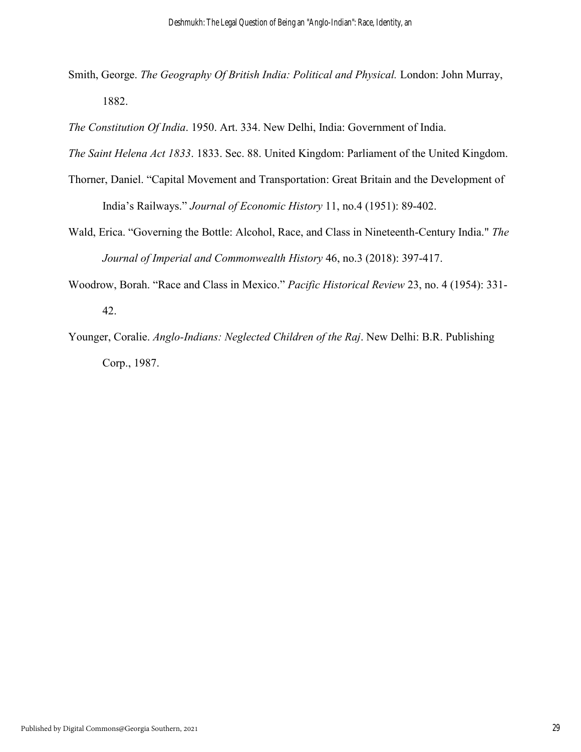Smith, George. *The Geography Of British India: Political and Physical.* London: John Murray, 1882.

*The Constitution Of India*. 1950. Art. 334. New Delhi, India: Government of India.

*The Saint Helena Act 1833*. 1833. Sec. 88. United Kingdom: Parliament of the United Kingdom.

Thorner, Daniel. "Capital Movement and Transportation: Great Britain and the Development of India's Railways." *Journal of Economic History* 11, no.4 (1951): 89-402.

Wald, Erica. "Governing the Bottle: Alcohol, Race, and Class in Nineteenth-Century India." *The Journal of Imperial and Commonwealth History* 46, no.3 (2018): 397-417.

Woodrow, Borah. "Race and Class in Mexico." *Pacific Historical Review* 23, no. 4 (1954): 331-42.

Younger, Coralie. *Anglo-Indians: Neglected Children of the Raj*. New Delhi: B.R. Publishing Corp., 1987.